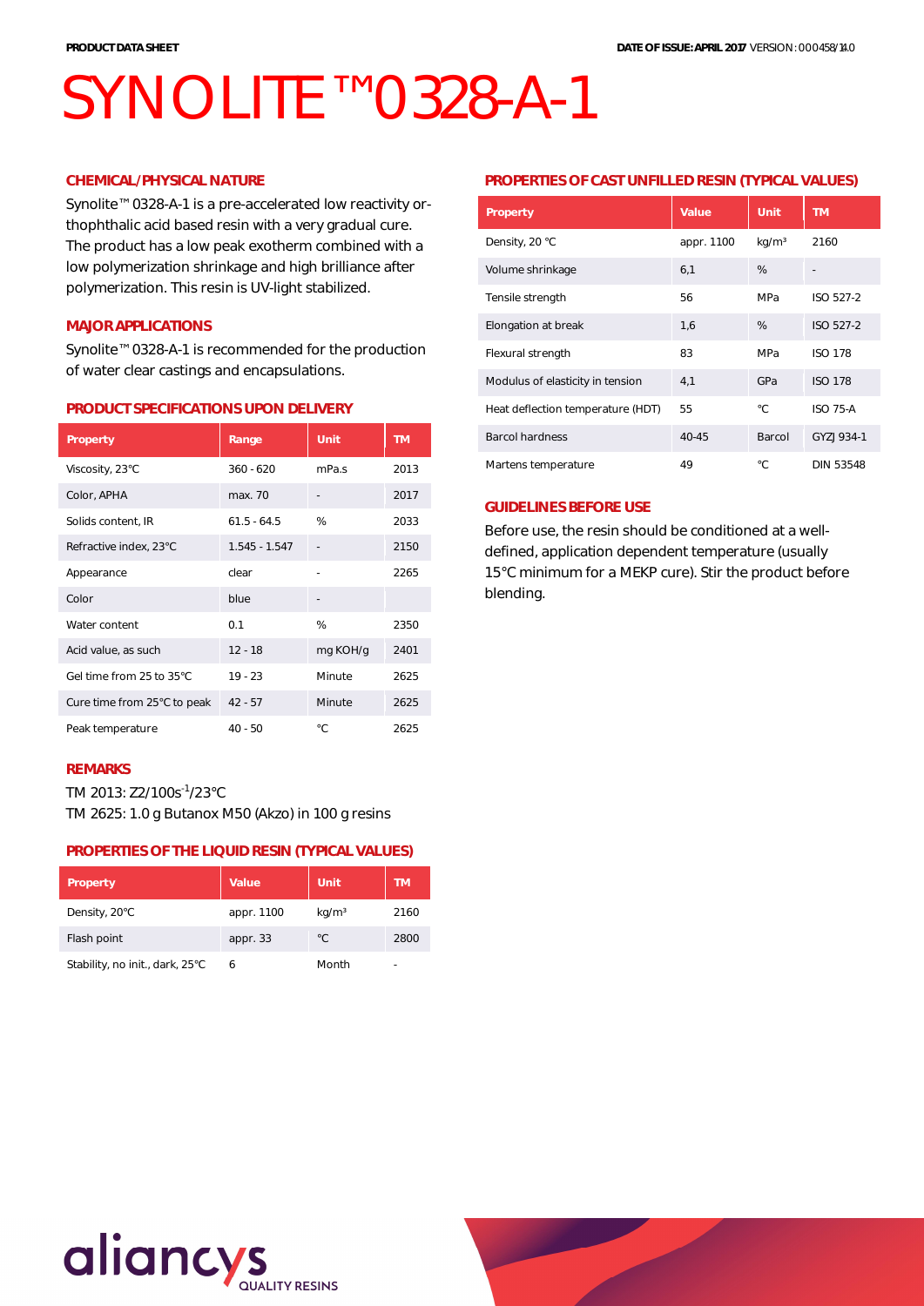PRODUCT DATA SHEET

DATE OF ISSUE: APRIL 2017 VERSION: 000458/14.0

# SYNOLITE™ 0328-A-1

## CHEMICAL/PHYSICAL NATURE

Synolite™ 0328-A-1 is a pre-accelerated low reactivity orthophthalic acid based resin with a very gradual cure. The product has a low peak exotherm combined with a low polymerization shrinkage and high brilliance after polymerization. This resin is UV-light stabilized.

## MAJOR APPLICATIONS

Synolite™ 0328-A-1 is recommended for the production of water clear castings and encapsulations.

## PRODUCT SPECIFICATIONS UPON DELIVERY

| Property | Range | Unit | TM |
|---|---|---|---|
| Viscosity, 23°C | 360 - 620 | mPa.s | 2013 |
| Color, APHA | max. 70 | - | 2017 |
| Solids content, IR | 61.5 - 64.5 | % | 2033 |
| Refractive index, 23°C | 1.545 - 1.547 | - | 2150 |
| Appearance | clear | - | 2265 |
| Color | blue | - | |
| Water content | 0.1 | % | 2350 |
| Acid value, as such | 12 - 18 | mg KOH/g | 2401 |
| Gel time from 25 to 35°C | 19 - 23 | Minute | 2625 |
| Cure time from 25°C to peak | 42 - 57 | Minute | 2625 |
| Peak temperature | 40 - 50 | °C | 2625 |

## REMARKS

TM 2013: Z2/100s$^{-1}$/23°C

TM 2625: 1.0 g Butanox M50 (Akzo) in 100 g resins

## PROPERTIES OF THE LIQUID RESIN (TYPICAL VALUES)

| Property | Value | Unit | TM |
|---|---|---|---|
| Density, 20°C | appr. 1100 | kg/m³ | 2160 |
| Flash point | appr. 33 | °C | 2800 |
| Stability, no init., dark, 25°C | 6 | Month | - |

## PROPERTIES OF CAST UNFILLED RESIN (TYPICAL VALUES)

| Property | Value | Unit | TM |
|---|---|---|---|
| Density, 20 °C | appr. 1100 | kg/m³ | 2160 |
| Volume shrinkage | 6,1 | % | - |
| Tensile strength | 56 | MPa | ISO 527-2 |
| Elongation at break | 1,6 | % | ISO 527-2 |
| Flexural strength | 83 | MPa | ISO 178 |
| Modulus of elasticity in tension | 4,1 | GPa | ISO 178 |
| Heat deflection temperature (HDT) | 55 | °C | ISO 75-A |
| Barcol hardness | 40-45 | Barcol | GYZJ 934-1 |
| Martens temperature | 49 | °C | DIN 53548 |

## GUIDELINES BEFORE USE

Before use, the resin should be conditioned at a well-defined, application dependent temperature (usually 15°C minimum for a MEKP cure). Stir the product before blending.

aliancys QUALITY RESINS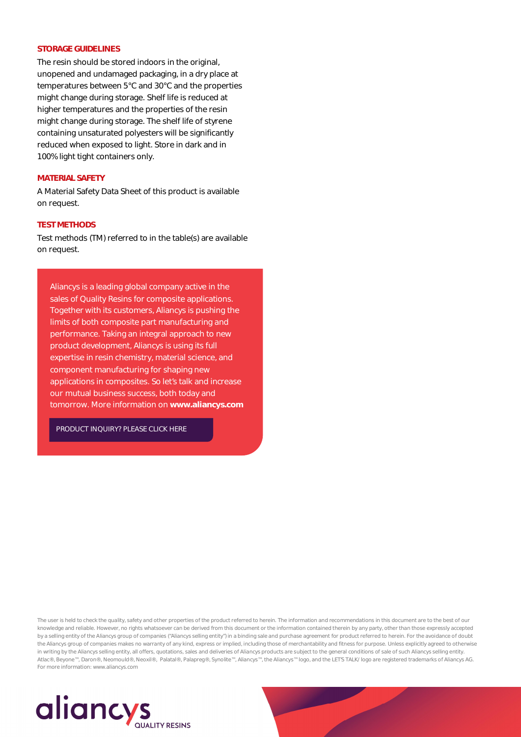## STORAGE GUIDELINES

The resin should be stored indoors in the original, unopened and undamaged packaging, in a dry place at temperatures between 5°C and 30°C and the properties might change during storage. Shelf life is reduced at higher temperatures and the properties of the resin might change during storage. The shelf life of styrene containing unsaturated polyesters will be significantly reduced when exposed to light. Store in dark and in 100% light tight containers only.

## MATERIAL SAFETY

A Material Safety Data Sheet of this product is available on request.

## TEST METHODS

Test methods (TM) referred to in the table(s) are available on request.

Aliancys is a leading global company active in the sales of Quality Resins for composite applications. Together with its customers, Aliancys is pushing the limits of both composite part manufacturing and performance. Taking an integral approach to new product development, Aliancys is using its full expertise in resin chemistry, material science, and component manufacturing for shaping new applications in composites. So let's talk and increase our mutual business success, both today and tomorrow. More information on **www.aliancys.com**

PRODUCT INQUIRY? PLEASE CLICK HERE

The user is held to check the quality, safety and other properties of the product referred to herein. The information and recommendations in this document are to the best of our knowledge and reliable. However, no rights whatsoever can be derived from this document or the information contained therein by any party, other than those expressly accepted by a selling entity of the Aliancys group of companies ("Aliancys selling entity") in a binding sale and purchase agreement for product referred to herein. For the avoidance of doubt the Aliancys group of companies makes no warranty of any kind, express or implied, including those of merchantability and fitness for purpose. Unless explicitly agreed to otherwise in writing by the Aliancys selling entity, all offers, quotations, sales and deliveries of Aliancys products are subject to the general conditions of sale of such Aliancys selling entity. Atlac®, Beyone™, Daron®, Neomould®, Neoxil®, Palatal®, Palapreg®, Synolite™, Aliancys™, the Aliancys™ logo, and the LET'S TALK/ logo are registered trademarks of Aliancys AG. For more information: www.aliancys.com

aliancys QUALITY RESINS